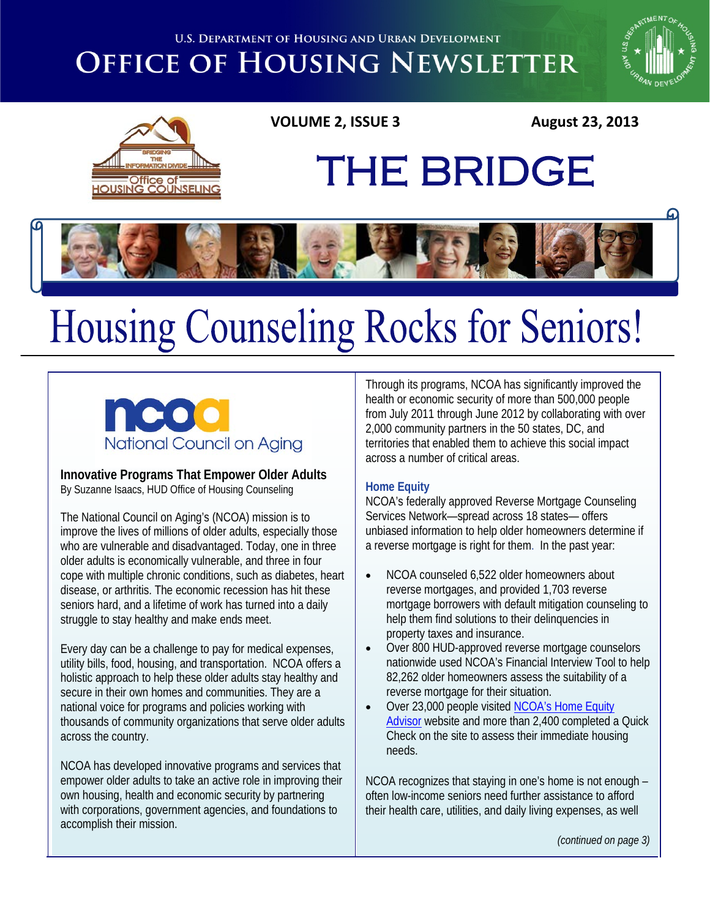U.S. Department of Housing and Urban Development

# Office of Housing Newsletter

**VOLUME 2, ISSUE 3** **August 23, 2013**

Bridging the Information Divide — Office of Housing Counseling

# THE BRIDGE

# Housing Counseling Rocks for Seniors!

ncoa National Council on Aging

## Innovative Programs That Empower Older Adults

By Suzanne Isaacs, HUD Office of Housing Counseling

The National Council on Aging's (NCOA) mission is to improve the lives of millions of older adults, especially those who are vulnerable and disadvantaged. Today, one in three older adults is economically vulnerable, and three in four cope with multiple chronic conditions, such as diabetes, heart disease, or arthritis. The economic recession has hit these seniors hard, and a lifetime of work has turned into a daily struggle to stay healthy and make ends meet.

Every day can be a challenge to pay for medical expenses, utility bills, food, housing, and transportation. NCOA offers a holistic approach to help these older adults stay healthy and secure in their own homes and communities. They are a national voice for programs and policies working with thousands of community organizations that serve older adults across the country.

NCOA has developed innovative programs and services that empower older adults to take an active role in improving their own housing, health and economic security by partnering with corporations, government agencies, and foundations to accomplish their mission.

Through its programs, NCOA has significantly improved the health or economic security of more than 500,000 people from July 2011 through June 2012 by collaborating with over 2,000 community partners in the 50 states, DC, and territories that enabled them to achieve this social impact across a number of critical areas.

### Home Equity

NCOA's federally approved Reverse Mortgage Counseling Services Network—spread across 18 states— offers unbiased information to help older homeowners determine if a reverse mortgage is right for them. In the past year:

- NCOA counseled 6,522 older homeowners about reverse mortgages, and provided 1,703 reverse mortgage borrowers with default mitigation counseling to help them find solutions to their delinquencies in property taxes and insurance.
- Over 800 HUD-approved reverse mortgage counselors nationwide used NCOA's Financial Interview Tool to help 82,262 older homeowners assess the suitability of a reverse mortgage for their situation.
- Over 23,000 people visited NCOA's Home Equity Advisor website and more than 2,400 completed a Quick Check on the site to assess their immediate housing needs.

NCOA recognizes that staying in one's home is not enough – often low-income seniors need further assistance to afford their health care, utilities, and daily living expenses, as well

*(continued on page 3)*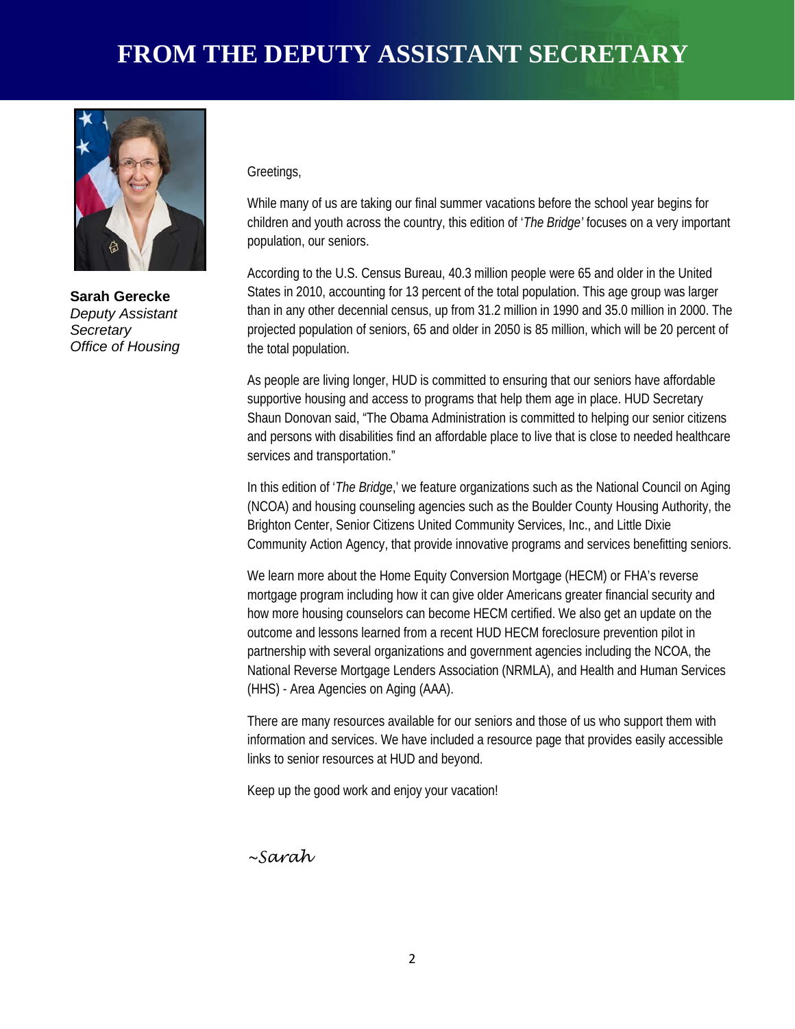# FROM THE DEPUTY ASSISTANT SECRETARY

**Sarah Gerecke**
*Deputy Assistant Secretary*
*Office of Housing*

Greetings,

While many of us are taking our final summer vacations before the school year begins for children and youth across the country, this edition of '*The Bridge'* focuses on a very important population, our seniors.

According to the U.S. Census Bureau, 40.3 million people were 65 and older in the United States in 2010, accounting for 13 percent of the total population. This age group was larger than in any other decennial census, up from 31.2 million in 1990 and 35.0 million in 2000. The projected population of seniors, 65 and older in 2050 is 85 million, which will be 20 percent of the total population.

As people are living longer, HUD is committed to ensuring that our seniors have affordable supportive housing and access to programs that help them age in place. HUD Secretary Shaun Donovan said, "The Obama Administration is committed to helping our senior citizens and persons with disabilities find an affordable place to live that is close to needed healthcare services and transportation."

In this edition of '*The Bridge*,' we feature organizations such as the National Council on Aging (NCOA) and housing counseling agencies such as the Boulder County Housing Authority, the Brighton Center, Senior Citizens United Community Services, Inc., and Little Dixie Community Action Agency, that provide innovative programs and services benefitting seniors.

We learn more about the Home Equity Conversion Mortgage (HECM) or FHA's reverse mortgage program including how it can give older Americans greater financial security and how more housing counselors can become HECM certified. We also get an update on the outcome and lessons learned from a recent HUD HECM foreclosure prevention pilot in partnership with several organizations and government agencies including the NCOA, the National Reverse Mortgage Lenders Association (NRMLA), and Health and Human Services (HHS) - Area Agencies on Aging (AAA).

There are many resources available for our seniors and those of us who support them with information and services. We have included a resource page that provides easily accessible links to senior resources at HUD and beyond.

Keep up the good work and enjoy your vacation!

*~Sarah*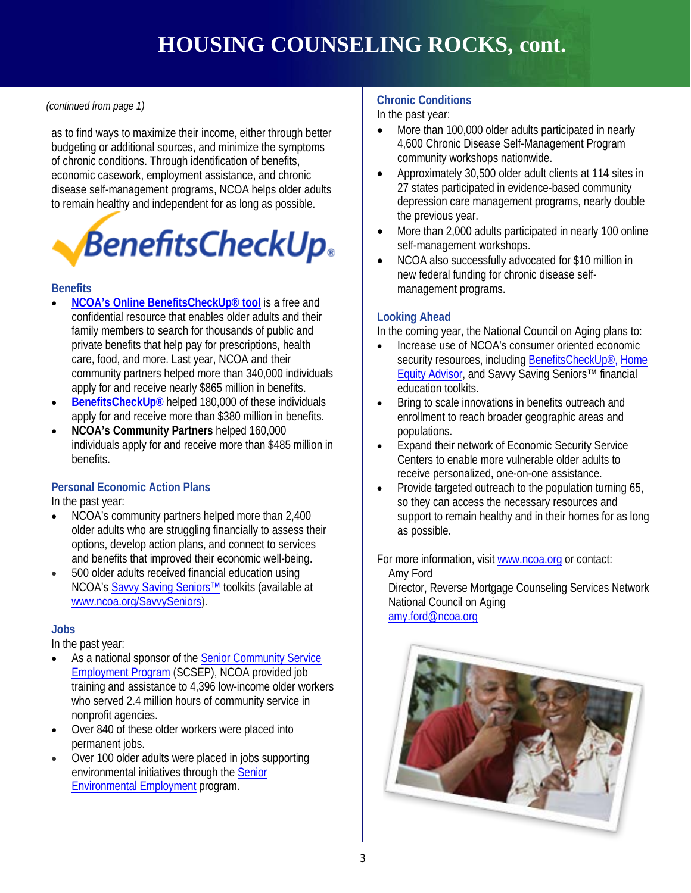# HOUSING COUNSELING ROCKS, cont.

*(continued from page 1)*

as to find ways to maximize their income, either through better budgeting or additional sources, and minimize the symptoms of chronic conditions. Through identification of benefits, economic casework, employment assistance, and chronic disease self-management programs, NCOA helps older adults to remain healthy and independent for as long as possible.

BenefitsCheckUp®

### Benefits

- **NCOA's Online BenefitsCheckUp® tool** is a free and confidential resource that enables older adults and their family members to search for thousands of public and private benefits that help pay for prescriptions, health care, food, and more. Last year, NCOA and their community partners helped more than 340,000 individuals apply for and receive nearly $865 million in benefits.
- **BenefitsCheckUp®** helped 180,000 of these individuals apply for and receive more than $380 million in benefits.
- **NCOA's Community Partners** helped 160,000 individuals apply for and receive more than $485 million in benefits.

### Personal Economic Action Plans

In the past year:

- NCOA's community partners helped more than 2,400 older adults who are struggling financially to assess their options, develop action plans, and connect to services and benefits that improved their economic well-being.
- 500 older adults received financial education using NCOA's Savvy Saving Seniors™ toolkits (available at www.ncoa.org/SavvySeniors).

### Jobs

In the past year:

- As a national sponsor of the Senior Community Service Employment Program (SCSEP), NCOA provided job training and assistance to 4,396 low-income older workers who served 2.4 million hours of community service in nonprofit agencies.
- Over 840 of these older workers were placed into permanent jobs.
- Over 100 older adults were placed in jobs supporting environmental initiatives through the Senior Environmental Employment program.

### Chronic Conditions

In the past year:

- More than 100,000 older adults participated in nearly 4,600 Chronic Disease Self-Management Program community workshops nationwide.
- Approximately 30,500 older adult clients at 114 sites in 27 states participated in evidence-based community depression care management programs, nearly double the previous year.
- More than 2,000 adults participated in nearly 100 online self-management workshops.
- NCOA also successfully advocated for $10 million in new federal funding for chronic disease self-management programs.

### Looking Ahead

In the coming year, the National Council on Aging plans to:

- Increase use of NCOA's consumer oriented economic security resources, including BenefitsCheckUp®, Home Equity Advisor, and Savvy Saving Seniors™ financial education toolkits.
- Bring to scale innovations in benefits outreach and enrollment to reach broader geographic areas and populations.
- Expand their network of Economic Security Service Centers to enable more vulnerable older adults to receive personalized, one-on-one assistance.
- Provide targeted outreach to the population turning 65, so they can access the necessary resources and support to remain healthy and in their homes for as long as possible.

For more information, visit www.ncoa.org or contact:

Amy Ford
Director, Reverse Mortgage Counseling Services Network
National Council on Aging
amy.ford@ncoa.org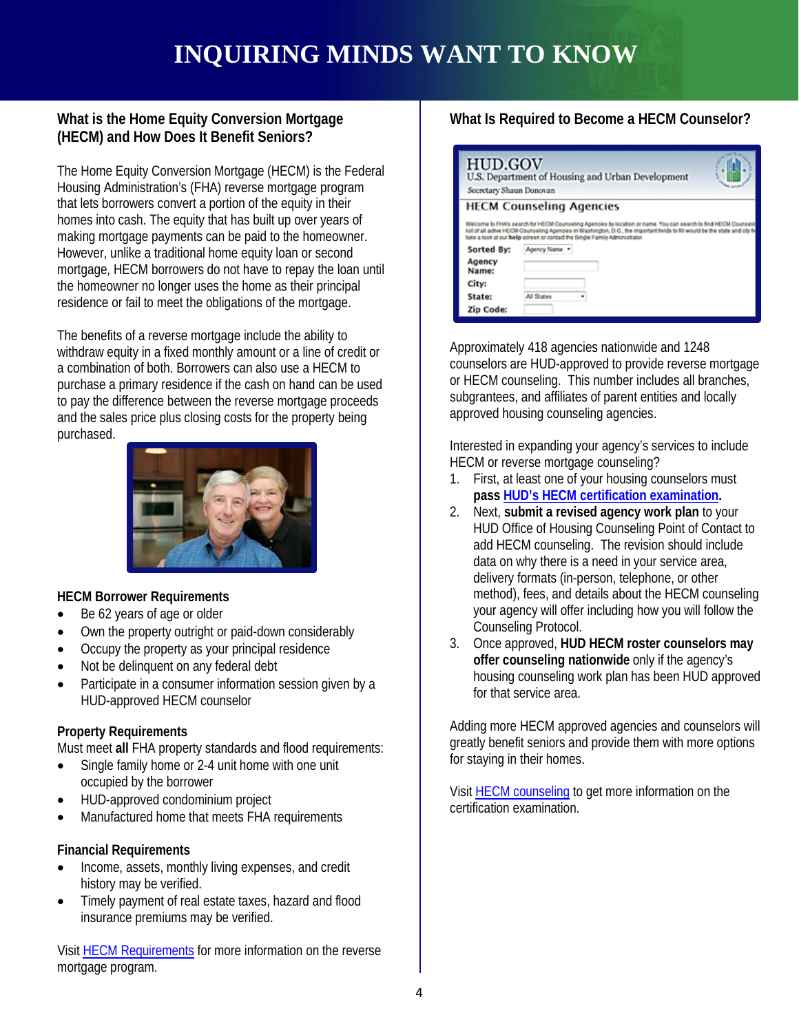# INQUIRING MINDS WANT TO KNOW

## What is the Home Equity Conversion Mortgage (HECM) and How Does It Benefit Seniors?

The Home Equity Conversion Mortgage (HECM) is the Federal Housing Administration's (FHA) reverse mortgage program that lets borrowers convert a portion of the equity in their homes into cash. The equity that has built up over years of making mortgage payments can be paid to the homeowner. However, unlike a traditional home equity loan or second mortgage, HECM borrowers do not have to repay the loan until the homeowner no longer uses the home as their principal residence or fail to meet the obligations of the mortgage.

The benefits of a reverse mortgage include the ability to withdraw equity in a fixed monthly amount or a line of credit or a combination of both. Borrowers can also use a HECM to purchase a primary residence if the cash on hand can be used to pay the difference between the reverse mortgage proceeds and the sales price plus closing costs for the property being purchased.

### HECM Borrower Requirements

- Be 62 years of age or older
- Own the property outright or paid-down considerably
- Occupy the property as your principal residence
- Not be delinquent on any federal debt
- Participate in a consumer information session given by a HUD-approved HECM counselor

### Property Requirements

Must meet **all** FHA property standards and flood requirements:

- Single family home or 2-4 unit home with one unit occupied by the borrower
- HUD-approved condominium project
- Manufactured home that meets FHA requirements

### Financial Requirements

- Income, assets, monthly living expenses, and credit history may be verified.
- Timely payment of real estate taxes, hazard and flood insurance premiums may be verified.

Visit HECM Requirements for more information on the reverse mortgage program.

## What Is Required to Become a HECM Counselor?

Approximately 418 agencies nationwide and 1248 counselors are HUD-approved to provide reverse mortgage or HECM counseling. This number includes all branches, subgrantees, and affiliates of parent entities and locally approved housing counseling agencies.

Interested in expanding your agency's services to include HECM or reverse mortgage counseling?

1. First, at least one of your housing counselors must **pass HUD's HECM certification examination.**
2. Next, **submit a revised agency work plan** to your HUD Office of Housing Counseling Point of Contact to add HECM counseling. The revision should include data on why there is a need in your service area, delivery formats (in-person, telephone, or other method), fees, and details about the HECM counseling your agency will offer including how you will follow the Counseling Protocol.
3. Once approved, **HUD HECM roster counselors may offer counseling nationwide** only if the agency's housing counseling work plan has been HUD approved for that service area.

Adding more HECM approved agencies and counselors will greatly benefit seniors and provide them with more options for staying in their homes.

Visit HECM counseling to get more information on the certification examination.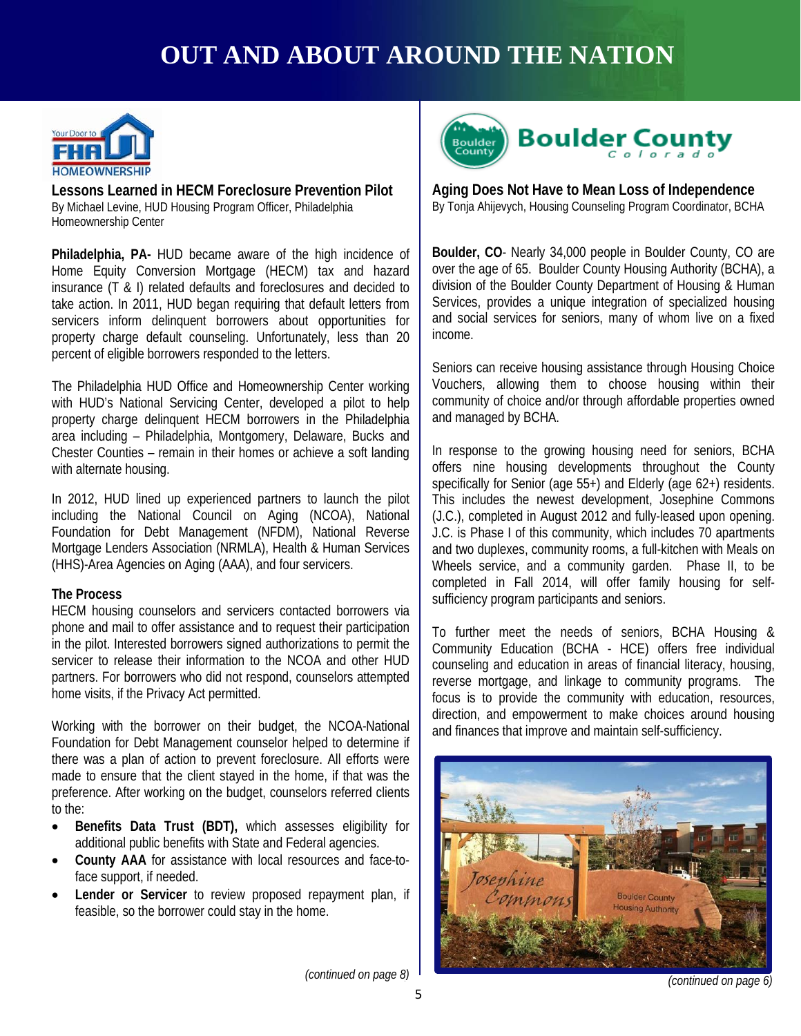# OUT AND ABOUT AROUND THE NATION

## Lessons Learned in HECM Foreclosure Prevention Pilot

By Michael Levine, HUD Housing Program Officer, Philadelphia Homeownership Center

**Philadelphia, PA-** HUD became aware of the high incidence of Home Equity Conversion Mortgage (HECM) tax and hazard insurance (T & I) related defaults and foreclosures and decided to take action. In 2011, HUD began requiring that default letters from servicers inform delinquent borrowers about opportunities for property charge default counseling. Unfortunately, less than 20 percent of eligible borrowers responded to the letters.

The Philadelphia HUD Office and Homeownership Center working with HUD's National Servicing Center, developed a pilot to help property charge delinquent HECM borrowers in the Philadelphia area including – Philadelphia, Montgomery, Delaware, Bucks and Chester Counties – remain in their homes or achieve a soft landing with alternate housing.

In 2012, HUD lined up experienced partners to launch the pilot including the National Council on Aging (NCOA), National Foundation for Debt Management (NFDM), National Reverse Mortgage Lenders Association (NRMLA), Health & Human Services (HHS)-Area Agencies on Aging (AAA), and four servicers.

### The Process

HECM housing counselors and servicers contacted borrowers via phone and mail to offer assistance and to request their participation in the pilot. Interested borrowers signed authorizations to permit the servicer to release their information to the NCOA and other HUD partners. For borrowers who did not respond, counselors attempted home visits, if the Privacy Act permitted.

Working with the borrower on their budget, the NCOA-National Foundation for Debt Management counselor helped to determine if there was a plan of action to prevent foreclosure. All efforts were made to ensure that the client stayed in the home, if that was the preference. After working on the budget, counselors referred clients to the:

- **Benefits Data Trust (BDT),** which assesses eligibility for additional public benefits with State and Federal agencies.
- **County AAA** for assistance with local resources and face-to-face support, if needed.
- **Lender or Servicer** to review proposed repayment plan, if feasible, so the borrower could stay in the home.

*(continued on page 8)*

## Aging Does Not Have to Mean Loss of Independence

By Tonja Ahijevych, Housing Counseling Program Coordinator, BCHA

**Boulder, CO**- Nearly 34,000 people in Boulder County, CO are over the age of 65. Boulder County Housing Authority (BCHA), a division of the Boulder County Department of Housing & Human Services, provides a unique integration of specialized housing and social services for seniors, many of whom live on a fixed income.

Seniors can receive housing assistance through Housing Choice Vouchers, allowing them to choose housing within their community of choice and/or through affordable properties owned and managed by BCHA.

In response to the growing housing need for seniors, BCHA offers nine housing developments throughout the County specifically for Senior (age 55+) and Elderly (age 62+) residents. This includes the newest development, Josephine Commons (J.C.), completed in August 2012 and fully-leased upon opening. J.C. is Phase I of this community, which includes 70 apartments and two duplexes, community rooms, a full-kitchen with Meals on Wheels service, and a community garden. Phase II, to be completed in Fall 2014, will offer family housing for self-sufficiency program participants and seniors.

To further meet the needs of seniors, BCHA Housing & Community Education (BCHA - HCE) offers free individual counseling and education in areas of financial literacy, housing, reverse mortgage, and linkage to community programs. The focus is to provide the community with education, resources, direction, and empowerment to make choices around housing and finances that improve and maintain self-sufficiency.

*(continued on page 6)*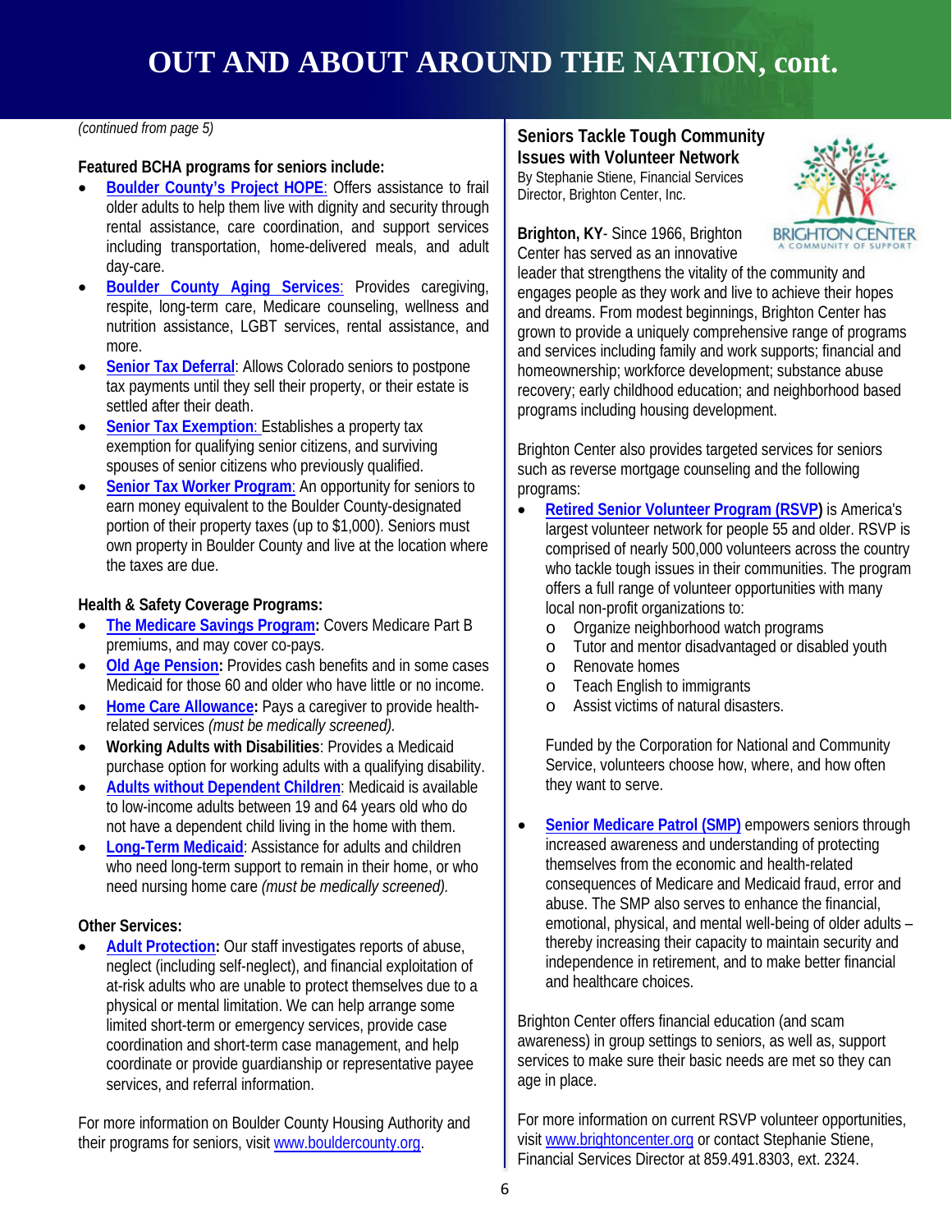# OUT AND ABOUT AROUND THE NATION, cont.

*(continued from page 5)*

**Featured BCHA programs for seniors include:**

- **Boulder County's Project HOPE**: Offers assistance to frail older adults to help them live with dignity and security through rental assistance, care coordination, and support services including transportation, home-delivered meals, and adult day-care.
- **Boulder County Aging Services**: Provides caregiving, respite, long-term care, Medicare counseling, wellness and nutrition assistance, LGBT services, rental assistance, and more.
- **Senior Tax Deferral**: Allows Colorado seniors to postpone tax payments until they sell their property, or their estate is settled after their death.
- **Senior Tax Exemption**: Establishes a property tax exemption for qualifying senior citizens, and surviving spouses of senior citizens who previously qualified.
- **Senior Tax Worker Program**: An opportunity for seniors to earn money equivalent to the Boulder County-designated portion of their property taxes (up to $1,000). Seniors must own property in Boulder County and live at the location where the taxes are due.

**Health & Safety Coverage Programs:**

- **The Medicare Savings Program**: Covers Medicare Part B premiums, and may cover co-pays.
- **Old Age Pension**: Provides cash benefits and in some cases Medicaid for those 60 and older who have little or no income.
- **Home Care Allowance**: Pays a caregiver to provide health-related services *(must be medically screened).*
- **Working Adults with Disabilities**: Provides a Medicaid purchase option for working adults with a qualifying disability.
- **Adults without Dependent Children**: Medicaid is available to low-income adults between 19 and 64 years old who do not have a dependent child living in the home with them.
- **Long-Term Medicaid**: Assistance for adults and children who need long-term support to remain in their home, or who need nursing home care *(must be medically screened).*

**Other Services:**

- **Adult Protection**: Our staff investigates reports of abuse, neglect (including self-neglect), and financial exploitation of at-risk adults who are unable to protect themselves due to a physical or mental limitation. We can help arrange some limited short-term or emergency services, provide case coordination and short-term case management, and help coordinate or provide guardianship or representative payee services, and referral information.

For more information on Boulder County Housing Authority and their programs for seniors, visit www.bouldercounty.org.

## Seniors Tackle Tough Community Issues with Volunteer Network

By Stephanie Stiene, Financial Services Director, Brighton Center, Inc.

BRIGHTON CENTER
A COMMUNITY OF SUPPORT

**Brighton, KY**- Since 1966, Brighton Center has served as an innovative leader that strengthens the vitality of the community and engages people as they work and live to achieve their hopes and dreams. From modest beginnings, Brighton Center has grown to provide a uniquely comprehensive range of programs and services including family and work supports; financial and homeownership; workforce development; substance abuse recovery; early childhood education; and neighborhood based programs including housing development.

Brighton Center also provides targeted services for seniors such as reverse mortgage counseling and the following programs:

- **Retired Senior Volunteer Program (RSVP)** is America's largest volunteer network for people 55 and older. RSVP is comprised of nearly 500,000 volunteers across the country who tackle tough issues in their communities. The program offers a full range of volunteer opportunities with many local non-profit organizations to:
  - Organize neighborhood watch programs
  - Tutor and mentor disadvantaged or disabled youth
  - Renovate homes
  - Teach English to immigrants
  - Assist victims of natural disasters.

  Funded by the Corporation for National and Community Service, volunteers choose how, where, and how often they want to serve.

- **Senior Medicare Patrol (SMP)** empowers seniors through increased awareness and understanding of protecting themselves from the economic and health-related consequences of Medicare and Medicaid fraud, error and abuse. The SMP also serves to enhance the financial, emotional, physical, and mental well-being of older adults – thereby increasing their capacity to maintain security and independence in retirement, and to make better financial and healthcare choices.

Brighton Center offers financial education (and scam awareness) in group settings to seniors, as well as, support services to make sure their basic needs are met so they can age in place.

For more information on current RSVP volunteer opportunities, visit www.brightoncenter.org or contact Stephanie Stiene, Financial Services Director at 859.491.8303, ext. 2324.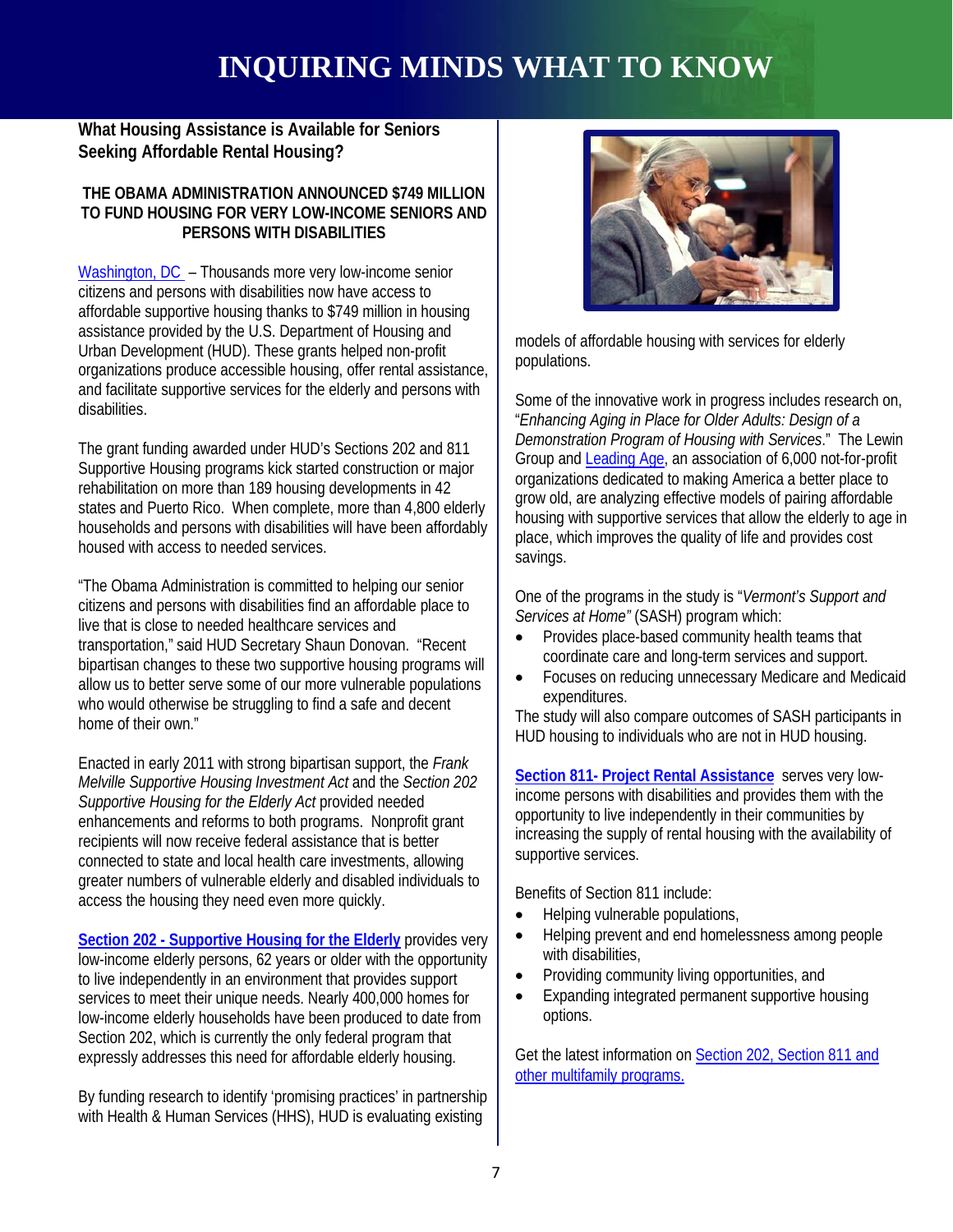# INQUIRING MINDS WHAT TO KNOW

## What Housing Assistance is Available for Seniors Seeking Affordable Rental Housing?

### THE OBAMA ADMINISTRATION ANNOUNCED $749 MILLION TO FUND HOUSING FOR VERY LOW-INCOME SENIORS AND PERSONS WITH DISABILITIES

Washington, DC – Thousands more very low-income senior citizens and persons with disabilities now have access to affordable supportive housing thanks to $749 million in housing assistance provided by the U.S. Department of Housing and Urban Development (HUD). These grants helped non-profit organizations produce accessible housing, offer rental assistance, and facilitate supportive services for the elderly and persons with disabilities.

The grant funding awarded under HUD's Sections 202 and 811 Supportive Housing programs kick started construction or major rehabilitation on more than 189 housing developments in 42 states and Puerto Rico. When complete, more than 4,800 elderly households and persons with disabilities will have been affordably housed with access to needed services.

"The Obama Administration is committed to helping our senior citizens and persons with disabilities find an affordable place to live that is close to needed healthcare services and transportation," said HUD Secretary Shaun Donovan. "Recent bipartisan changes to these two supportive housing programs will allow us to better serve some of our more vulnerable populations who would otherwise be struggling to find a safe and decent home of their own."

Enacted in early 2011 with strong bipartisan support, the *Frank Melville Supportive Housing Investment Act* and the *Section 202 Supportive Housing for the Elderly Act* provided needed enhancements and reforms to both programs. Nonprofit grant recipients will now receive federal assistance that is better connected to state and local health care investments, allowing greater numbers of vulnerable elderly and disabled individuals to access the housing they need even more quickly.

**Section 202 - Supportive Housing for the Elderly** provides very low-income elderly persons, 62 years or older with the opportunity to live independently in an environment that provides support services to meet their unique needs. Nearly 400,000 homes for low-income elderly households have been produced to date from Section 202, which is currently the only federal program that expressly addresses this need for affordable elderly housing.

By funding research to identify 'promising practices' in partnership with Health & Human Services (HHS), HUD is evaluating existing models of affordable housing with services for elderly populations.

Some of the innovative work in progress includes research on, "*Enhancing Aging in Place for Older Adults: Design of a Demonstration Program of Housing with Services*." The Lewin Group and Leading Age, an association of 6,000 not-for-profit organizations dedicated to making America a better place to grow old, are analyzing effective models of pairing affordable housing with supportive services that allow the elderly to age in place, which improves the quality of life and provides cost savings.

One of the programs in the study is "*Vermont's Support and Services at Home"* (SASH) program which:

- Provides place-based community health teams that coordinate care and long-term services and support.
- Focuses on reducing unnecessary Medicare and Medicaid expenditures.

The study will also compare outcomes of SASH participants in HUD housing to individuals who are not in HUD housing.

**Section 811- Project Rental Assistance** serves very low-income persons with disabilities and provides them with the opportunity to live independently in their communities by increasing the supply of rental housing with the availability of supportive services.

Benefits of Section 811 include:

- Helping vulnerable populations,
- Helping prevent and end homelessness among people with disabilities,
- Providing community living opportunities, and
- Expanding integrated permanent supportive housing options.

Get the latest information on Section 202, Section 811 and other multifamily programs.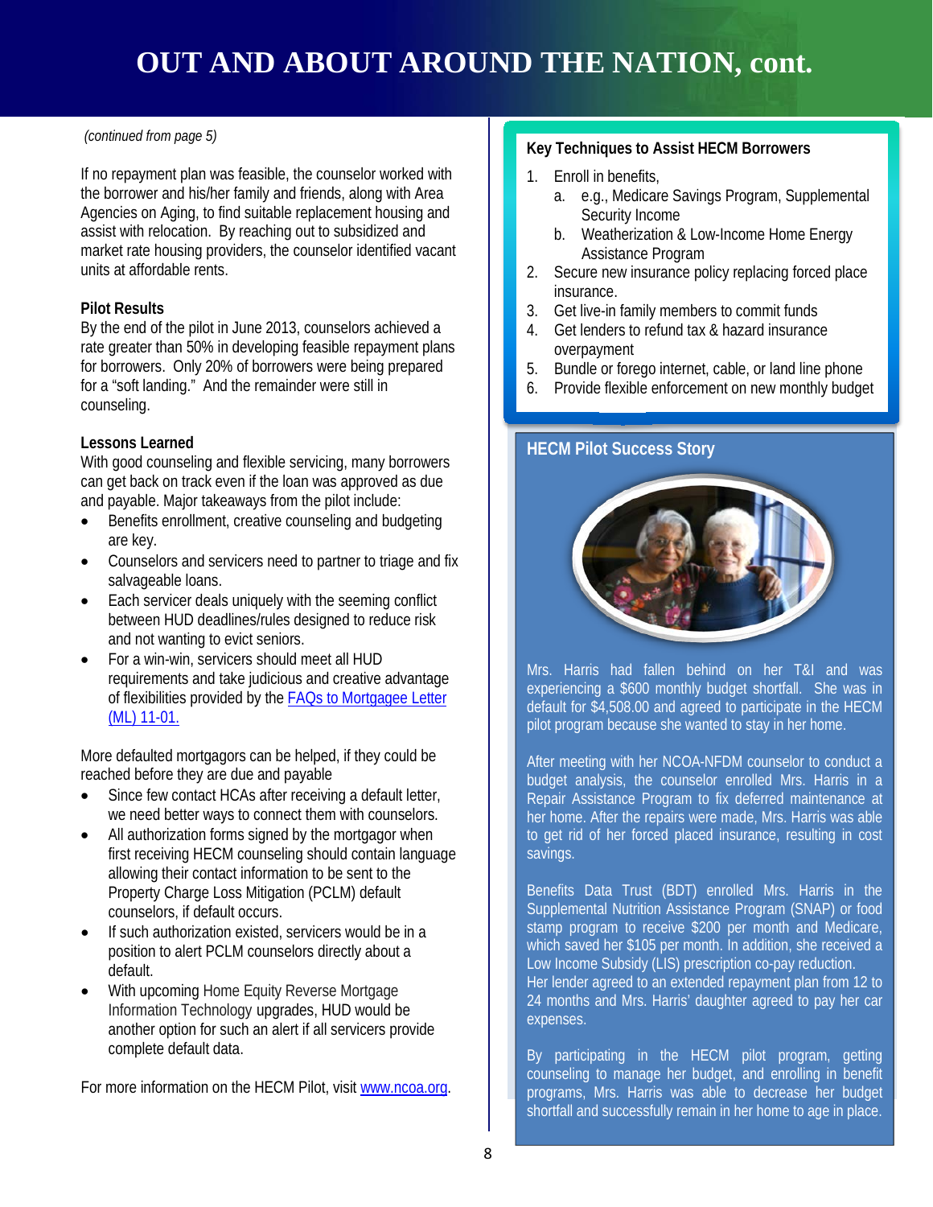# OUT AND ABOUT AROUND THE NATION, cont.

*(continued from page 5)*

If no repayment plan was feasible, the counselor worked with the borrower and his/her family and friends, along with Area Agencies on Aging, to find suitable replacement housing and assist with relocation. By reaching out to subsidized and market rate housing providers, the counselor identified vacant units at affordable rents.

### Pilot Results

By the end of the pilot in June 2013, counselors achieved a rate greater than 50% in developing feasible repayment plans for borrowers. Only 20% of borrowers were being prepared for a "soft landing." And the remainder were still in counseling.

### Lessons Learned

With good counseling and flexible servicing, many borrowers can get back on track even if the loan was approved as due and payable. Major takeaways from the pilot include:

- Benefits enrollment, creative counseling and budgeting are key.
- Counselors and servicers need to partner to triage and fix salvageable loans.
- Each servicer deals uniquely with the seeming conflict between HUD deadlines/rules designed to reduce risk and not wanting to evict seniors.
- For a win-win, servicers should meet all HUD requirements and take judicious and creative advantage of flexibilities provided by the FAQs to Mortgagee Letter (ML) 11-01.

More defaulted mortgagors can be helped, if they could be reached before they are due and payable

- Since few contact HCAs after receiving a default letter, we need better ways to connect them with counselors.
- All authorization forms signed by the mortgagor when first receiving HECM counseling should contain language allowing their contact information to be sent to the Property Charge Loss Mitigation (PCLM) default counselors, if default occurs.
- If such authorization existed, servicers would be in a position to alert PCLM counselors directly about a default.
- With upcoming Home Equity Reverse Mortgage Information Technology upgrades, HUD would be another option for such an alert if all servicers provide complete default data.

For more information on the HECM Pilot, visit www.ncoa.org.

### Key Techniques to Assist HECM Borrowers

1. Enroll in benefits,
   a. e.g., Medicare Savings Program, Supplemental Security Income
   b. Weatherization & Low-Income Home Energy Assistance Program
2. Secure new insurance policy replacing forced place insurance.
3. Get live-in family members to commit funds
4. Get lenders to refund tax & hazard insurance overpayment
5. Bundle or forego internet, cable, or land line phone
6. Provide flexible enforcement on new monthly budget

### HECM Pilot Success Story

Mrs. Harris had fallen behind on her T&I and was experiencing a $600 monthly budget shortfall. She was in default for $4,508.00 and agreed to participate in the HECM pilot program because she wanted to stay in her home.

After meeting with her NCOA-NFDM counselor to conduct a budget analysis, the counselor enrolled Mrs. Harris in a Repair Assistance Program to fix deferred maintenance at her home. After the repairs were made, Mrs. Harris was able to get rid of her forced placed insurance, resulting in cost savings.

Benefits Data Trust (BDT) enrolled Mrs. Harris in the Supplemental Nutrition Assistance Program (SNAP) or food stamp program to receive $200 per month and Medicare, which saved her $105 per month. In addition, she received a Low Income Subsidy (LIS) prescription co-pay reduction. Her lender agreed to an extended repayment plan from 12 to 24 months and Mrs. Harris' daughter agreed to pay her car expenses.

By participating in the HECM pilot program, getting counseling to manage her budget, and enrolling in benefit programs, Mrs. Harris was able to decrease her budget shortfall and successfully remain in her home to age in place.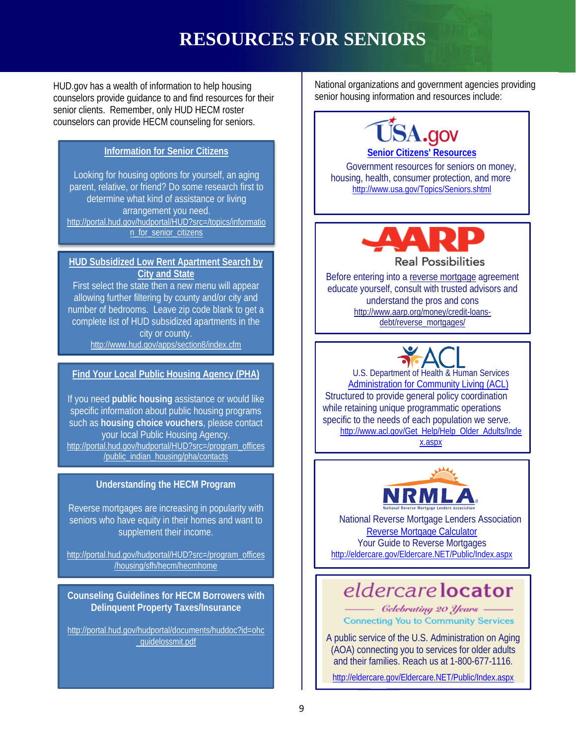# RESOURCES FOR SENIORS

HUD.gov has a wealth of information to help housing counselors provide guidance to and find resources for their senior clients. Remember, only HUD HECM roster counselors can provide HECM counseling for seniors.

### Information for Senior Citizens

Looking for housing options for yourself, an aging parent, relative, or friend? Do some research first to determine what kind of assistance or living arrangement you need.

http://portal.hud.gov/hudportal/HUD?src=/topics/information_for_senior_citizens

### HUD Subsidized Low Rent Apartment Search by City and State

First select the state then a new menu will appear allowing further filtering by county and/or city and number of bedrooms. Leave zip code blank to get a complete list of HUD subsidized apartments in the city or county.

http://www.hud.gov/apps/section8/index.cfm

### Find Your Local Public Housing Agency (PHA)

If you need **public housing** assistance or would like specific information about public housing programs such as **housing choice vouchers**, please contact your local Public Housing Agency.

http://portal.hud.gov/hudportal/HUD?src=/program_offices/public_indian_housing/pha/contacts

### Understanding the HECM Program

Reverse mortgages are increasing in popularity with seniors who have equity in their homes and want to supplement their income.

http://portal.hud.gov/hudportal/HUD?src=/program_offices/housing/sfh/hecm/hecmhome

### Counseling Guidelines for HECM Borrowers with Delinquent Property Taxes/Insurance

http://portal.hud.gov/hudportal/documents/huddoc?id=ohc_guidelossmit.pdf

National organizations and government agencies providing senior housing information and resources include:

**USA.gov**

**Senior Citizens' Resources**

Government resources for seniors on money, housing, health, consumer protection, and more

http://www.usa.gov/Topics/Seniors.shtml

**AARP** Real Possibilities

Before entering into a reverse mortgage agreement educate yourself, consult with trusted advisors and understand the pros and cons

http://www.aarp.org/money/credit-loans-debt/reverse_mortgages/

**ACL**

U.S. Department of Health & Human Services

Administration for Community Living (ACL)

Structured to provide general policy coordination while retaining unique programmatic operations specific to the needs of each population we serve.

http://www.acl.gov/Get_Help/Help_Older_Adults/Index.aspx

**NRMLA** National Reverse Mortgage Lenders Association

National Reverse Mortgage Lenders Association

Reverse Mortgage Calculator

Your Guide to Reverse Mortgages

http://eldercare.gov/Eldercare.NET/Public/Index.aspx

**eldercare locator**

*Celebrating 20 Years*

Connecting You to Community Services

A public service of the U.S. Administration on Aging (AOA) connecting you to services for older adults and their families. Reach us at 1-800-677-1116.

http://eldercare.gov/Eldercare.NET/Public/Index.aspx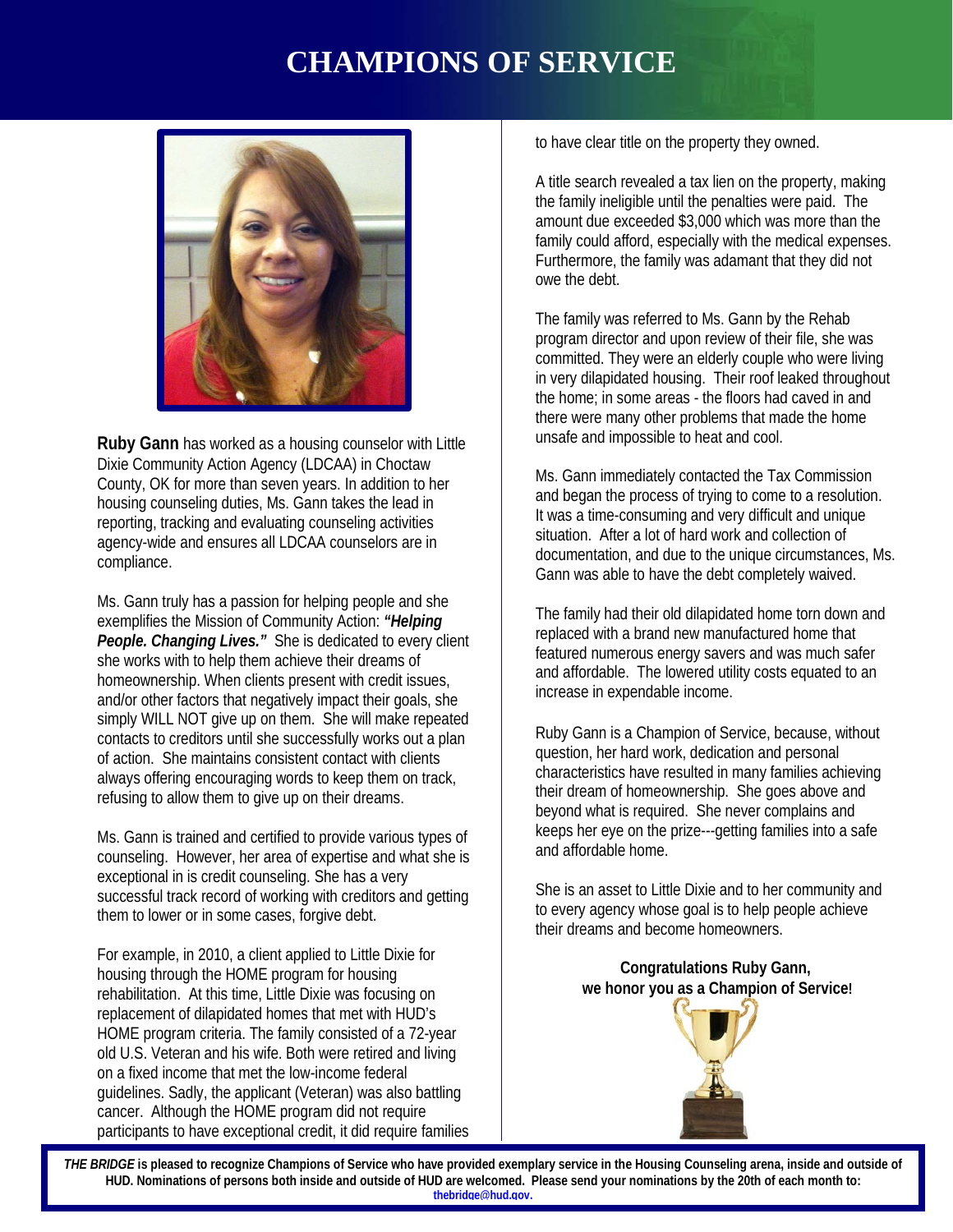# CHAMPIONS OF SERVICE

**Ruby Gann** has worked as a housing counselor with Little Dixie Community Action Agency (LDCAA) in Choctaw County, OK for more than seven years. In addition to her housing counseling duties, Ms. Gann takes the lead in reporting, tracking and evaluating counseling activities agency-wide and ensures all LDCAA counselors are in compliance.

Ms. Gann truly has a passion for helping people and she exemplifies the Mission of Community Action: ***"Helping People. Changing Lives."*** She is dedicated to every client she works with to help them achieve their dreams of homeownership. When clients present with credit issues, and/or other factors that negatively impact their goals, she simply WILL NOT give up on them. She will make repeated contacts to creditors until she successfully works out a plan of action. She maintains consistent contact with clients always offering encouraging words to keep them on track, refusing to allow them to give up on their dreams.

Ms. Gann is trained and certified to provide various types of counseling. However, her area of expertise and what she is exceptional in is credit counseling. She has a very successful track record of working with creditors and getting them to lower or in some cases, forgive debt.

For example, in 2010, a client applied to Little Dixie for housing through the HOME program for housing rehabilitation. At this time, Little Dixie was focusing on replacement of dilapidated homes that met with HUD's HOME program criteria. The family consisted of a 72-year old U.S. Veteran and his wife. Both were retired and living on a fixed income that met the low-income federal guidelines. Sadly, the applicant (Veteran) was also battling cancer. Although the HOME program did not require participants to have exceptional credit, it did require families to have clear title on the property they owned.

A title search revealed a tax lien on the property, making the family ineligible until the penalties were paid. The amount due exceeded $3,000 which was more than the family could afford, especially with the medical expenses. Furthermore, the family was adamant that they did not owe the debt.

The family was referred to Ms. Gann by the Rehab program director and upon review of their file, she was committed. They were an elderly couple who were living in very dilapidated housing. Their roof leaked throughout the home; in some areas - the floors had caved in and there were many other problems that made the home unsafe and impossible to heat and cool.

Ms. Gann immediately contacted the Tax Commission and began the process of trying to come to a resolution. It was a time-consuming and very difficult and unique situation. After a lot of hard work and collection of documentation, and due to the unique circumstances, Ms. Gann was able to have the debt completely waived.

The family had their old dilapidated home torn down and replaced with a brand new manufactured home that featured numerous energy savers and was much safer and affordable. The lowered utility costs equated to an increase in expendable income.

Ruby Gann is a Champion of Service, because, without question, her hard work, dedication and personal characteristics have resulted in many families achieving their dream of homeownership. She goes above and beyond what is required. She never complains and keeps her eye on the prize---getting families into a safe and affordable home.

She is an asset to Little Dixie and to her community and to every agency whose goal is to help people achieve their dreams and become homeowners.

**Congratulations Ruby Gann,**
**we honor you as a Champion of Service!**

***THE BRIDGE*** **is pleased to recognize Champions of Service who have provided exemplary service in the Housing Counseling arena, inside and outside of HUD. Nominations of persons both inside and outside of HUD are welcomed. Please send your nominations by the 20th of each month to: thebridge@hud.gov.**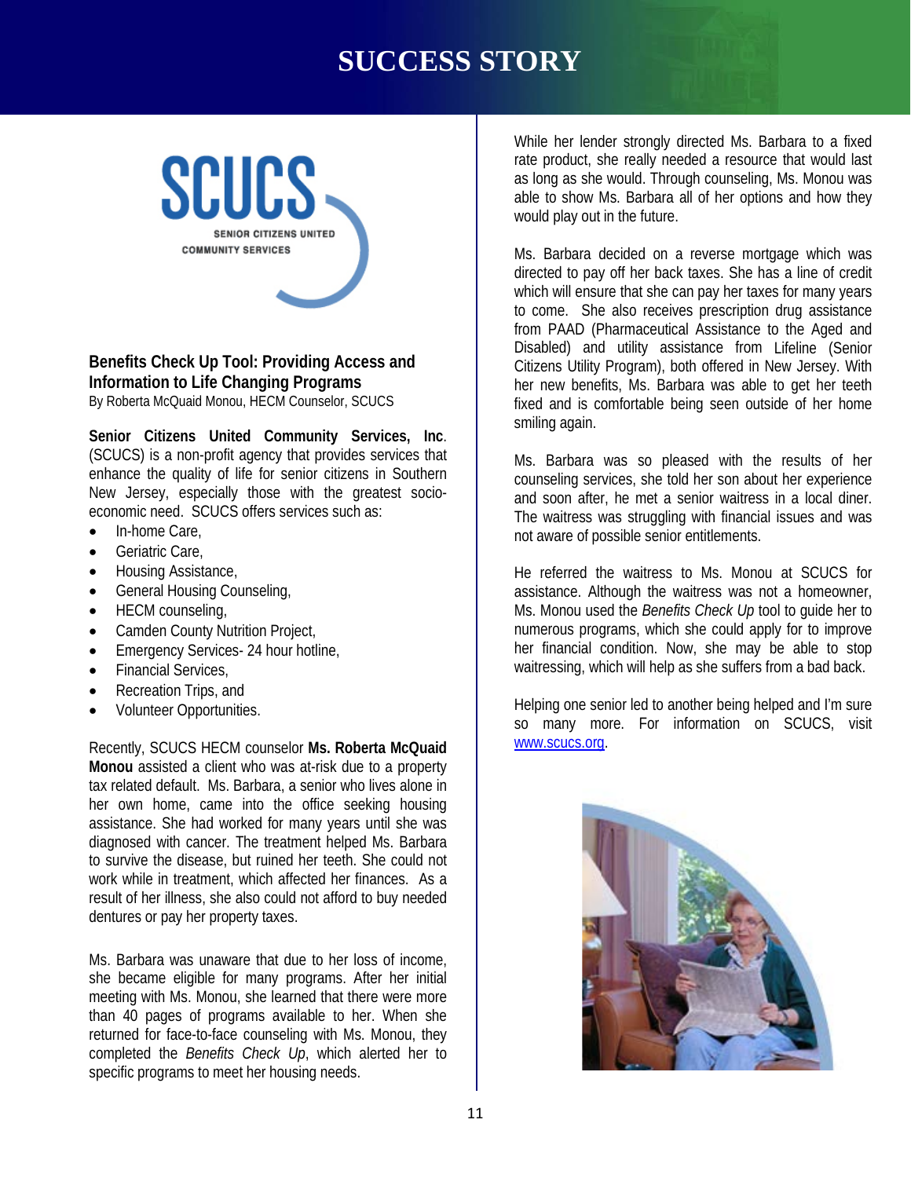# SUCCESS STORY

SCUCS
SENIOR CITIZENS UNITED COMMUNITY SERVICES

## Benefits Check Up Tool: Providing Access and Information to Life Changing Programs

By Roberta McQuaid Monou, HECM Counselor, SCUCS

**Senior Citizens United Community Services, Inc**. (SCUCS) is a non-profit agency that provides services that enhance the quality of life for senior citizens in Southern New Jersey, especially those with the greatest socio-economic need. SCUCS offers services such as:

- In-home Care,
- Geriatric Care,
- Housing Assistance,
- General Housing Counseling,
- HECM counseling,
- Camden County Nutrition Project,
- Emergency Services- 24 hour hotline,
- Financial Services,
- Recreation Trips, and
- Volunteer Opportunities.

Recently, SCUCS HECM counselor **Ms. Roberta McQuaid Monou** assisted a client who was at-risk due to a property tax related default. Ms. Barbara, a senior who lives alone in her own home, came into the office seeking housing assistance. She had worked for many years until she was diagnosed with cancer. The treatment helped Ms. Barbara to survive the disease, but ruined her teeth. She could not work while in treatment, which affected her finances. As a result of her illness, she also could not afford to buy needed dentures or pay her property taxes.

Ms. Barbara was unaware that due to her loss of income, she became eligible for many programs. After her initial meeting with Ms. Monou, she learned that there were more than 40 pages of programs available to her. When she returned for face-to-face counseling with Ms. Monou, they completed the *Benefits Check Up*, which alerted her to specific programs to meet her housing needs.

While her lender strongly directed Ms. Barbara to a fixed rate product, she really needed a resource that would last as long as she would. Through counseling, Ms. Monou was able to show Ms. Barbara all of her options and how they would play out in the future.

Ms. Barbara decided on a reverse mortgage which was directed to pay off her back taxes. She has a line of credit which will ensure that she can pay her taxes for many years to come. She also receives prescription drug assistance from PAAD (Pharmaceutical Assistance to the Aged and Disabled) and utility assistance from Lifeline (Senior Citizens Utility Program), both offered in New Jersey. With her new benefits, Ms. Barbara was able to get her teeth fixed and is comfortable being seen outside of her home smiling again.

Ms. Barbara was so pleased with the results of her counseling services, she told her son about her experience and soon after, he met a senior waitress in a local diner. The waitress was struggling with financial issues and was not aware of possible senior entitlements.

He referred the waitress to Ms. Monou at SCUCS for assistance. Although the waitress was not a homeowner, Ms. Monou used the *Benefits Check Up* tool to guide her to numerous programs, which she could apply for to improve her financial condition. Now, she may be able to stop waitressing, which will help as she suffers from a bad back.

Helping one senior led to another being helped and I'm sure so many more. For information on SCUCS, visit [www.scucs.org](http://www.scucs.org).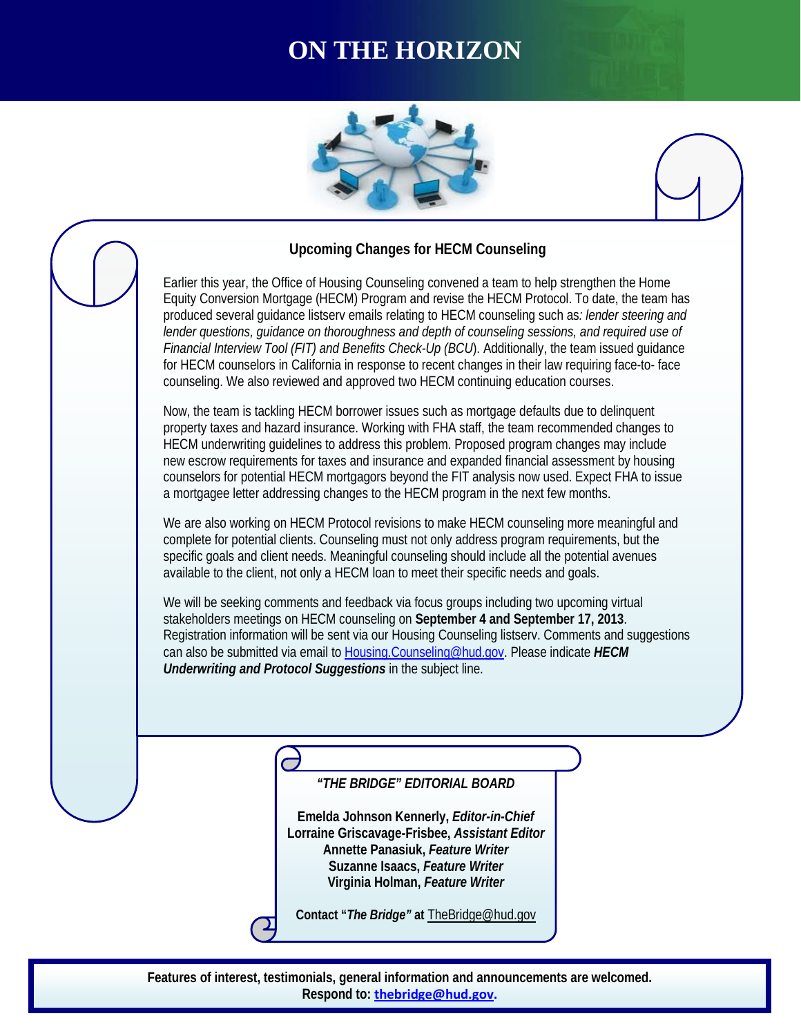# ON THE HORIZON

### Upcoming Changes for HECM Counseling

Earlier this year, the Office of Housing Counseling convened a team to help strengthen the Home Equity Conversion Mortgage (HECM) Program and revise the HECM Protocol. To date, the team has produced several guidance listserv emails relating to HECM counseling such as*: lender steering and lender questions, guidance on thoroughness and depth of counseling sessions, and required use of Financial Interview Tool (FIT) and Benefits Check-Up (BCU*). Additionally, the team issued guidance for HECM counselors in California in response to recent changes in their law requiring face-to- face counseling. We also reviewed and approved two HECM continuing education courses.

Now, the team is tackling HECM borrower issues such as mortgage defaults due to delinquent property taxes and hazard insurance. Working with FHA staff, the team recommended changes to HECM underwriting guidelines to address this problem. Proposed program changes may include new escrow requirements for taxes and insurance and expanded financial assessment by housing counselors for potential HECM mortgagors beyond the FIT analysis now used. Expect FHA to issue a mortgagee letter addressing changes to the HECM program in the next few months.

We are also working on HECM Protocol revisions to make HECM counseling more meaningful and complete for potential clients. Counseling must not only address program requirements, but the specific goals and client needs. Meaningful counseling should include all the potential avenues available to the client, not only a HECM loan to meet their specific needs and goals.

We will be seeking comments and feedback via focus groups including two upcoming virtual stakeholders meetings on HECM counseling on **September 4 and September 17, 2013**. Registration information will be sent via our Housing Counseling listserv. Comments and suggestions can also be submitted via email to Housing.Counseling@hud.gov. Please indicate ***HECM Underwriting and Protocol Suggestions*** in the subject line.

***"THE BRIDGE" EDITORIAL BOARD***

**Emelda Johnson Kennerly, *Editor-in-Chief***
**Lorraine Griscavage-Frisbee, *Assistant Editor***
**Annette Panasiuk, *Feature Writer***
**Suzanne Isaacs, *Feature Writer***
**Virginia Holman, *Feature Writer***

**Contact "*The Bridge*" at** TheBridge@hud.gov

**Features of interest, testimonials, general information and announcements are welcomed.**
**Respond to: thebridge@hud.gov.**